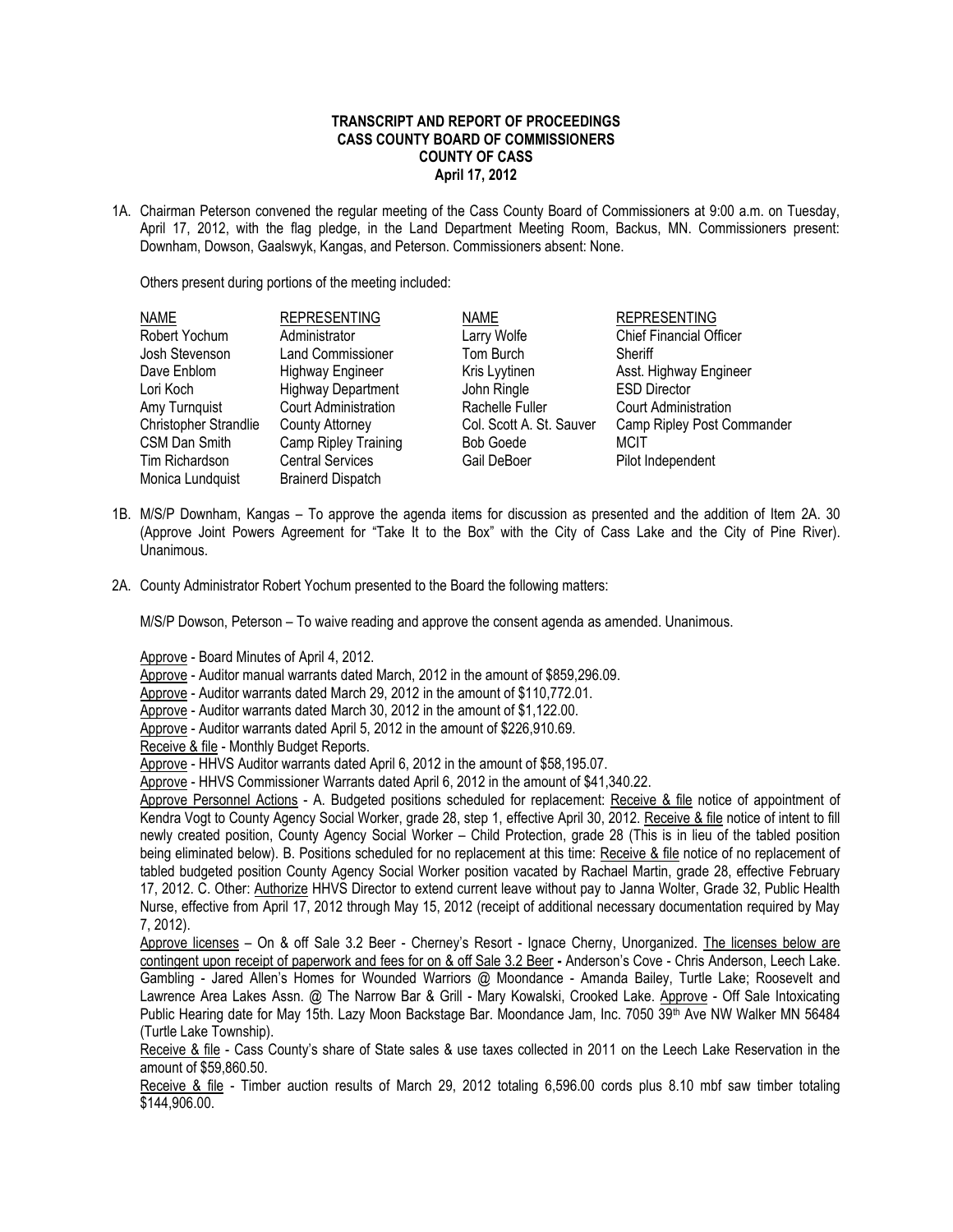**TRANSCRIPT AND REPORT OF PROCEEDINGS**
**CASS COUNTY BOARD OF COMMISSIONERS**
**COUNTY OF CASS**
**April 17, 2012**

1A. Chairman Peterson convened the regular meeting of the Cass County Board of Commissioners at 9:00 a.m. on Tuesday, April 17, 2012, with the flag pledge, in the Land Department Meeting Room, Backus, MN. Commissioners present: Downham, Dowson, Gaalswyk, Kangas, and Peterson. Commissioners absent: None.

Others present during portions of the meeting included:

| NAME | REPRESENTING | NAME | REPRESENTING |
|---|---|---|---|
| Robert Yochum | Administrator | Larry Wolfe | Chief Financial Officer |
| Josh Stevenson | Land Commissioner | Tom Burch | Sheriff |
| Dave Enblom | Highway Engineer | Kris Lyytinen | Asst. Highway Engineer |
| Lori Koch | Highway Department | John Ringle | ESD Director |
| Amy Turnquist | Court Administration | Rachelle Fuller | Court Administration |
| Christopher Strandlie | County Attorney | Col. Scott A. St. Sauver | Camp Ripley Post Commander |
| CSM Dan Smith | Camp Ripley Training | Bob Goede | MCIT |
| Tim Richardson | Central Services | Gail DeBoer | Pilot Independent |
| Monica Lundquist | Brainerd Dispatch | | |

1B. M/S/P Downham, Kangas – To approve the agenda items for discussion as presented and the addition of Item 2A. 30 (Approve Joint Powers Agreement for "Take It to the Box" with the City of Cass Lake and the City of Pine River). Unanimous.

2A. County Administrator Robert Yochum presented to the Board the following matters:

M/S/P Dowson, Peterson – To waive reading and approve the consent agenda as amended. Unanimous.

Approve - Board Minutes of April 4, 2012.

Approve - Auditor manual warrants dated March, 2012 in the amount of $859,296.09.

Approve - Auditor warrants dated March 29, 2012 in the amount of $110,772.01.

Approve - Auditor warrants dated March 30, 2012 in the amount of $1,122.00.

Approve - Auditor warrants dated April 5, 2012 in the amount of $226,910.69.

Receive & file - Monthly Budget Reports.

Approve - HHVS Auditor warrants dated April 6, 2012 in the amount of $58,195.07.

Approve - HHVS Commissioner Warrants dated April 6, 2012 in the amount of $41,340.22.

Approve Personnel Actions - A. Budgeted positions scheduled for replacement: Receive & file notice of appointment of Kendra Vogt to County Agency Social Worker, grade 28, step 1, effective April 30, 2012. Receive & file notice of intent to fill newly created position, County Agency Social Worker – Child Protection, grade 28 (This is in lieu of the tabled position being eliminated below). B. Positions scheduled for no replacement at this time: Receive & file notice of no replacement of tabled budgeted position County Agency Social Worker position vacated by Rachael Martin, grade 28, effective February 17, 2012. C. Other: Authorize HHVS Director to extend current leave without pay to Janna Wolter, Grade 32, Public Health Nurse, effective from April 17, 2012 through May 15, 2012 (receipt of additional necessary documentation required by May 7, 2012).

Approve licenses – On & off Sale 3.2 Beer - Cherney's Resort - Ignace Cherny, Unorganized. The licenses below are contingent upon receipt of paperwork and fees for on & off Sale 3.2 Beer - Anderson's Cove - Chris Anderson, Leech Lake. Gambling - Jared Allen's Homes for Wounded Warriors @ Moondance - Amanda Bailey, Turtle Lake; Roosevelt and Lawrence Area Lakes Assn. @ The Narrow Bar & Grill - Mary Kowalski, Crooked Lake. Approve - Off Sale Intoxicating Public Hearing date for May 15th. Lazy Moon Backstage Bar. Moondance Jam, Inc. 7050 39th Ave NW Walker MN 56484 (Turtle Lake Township).

Receive & file - Cass County's share of State sales & use taxes collected in 2011 on the Leech Lake Reservation in the amount of $59,860.50.

Receive & file - Timber auction results of March 29, 2012 totaling 6,596.00 cords plus 8.10 mbf saw timber totaling $144,906.00.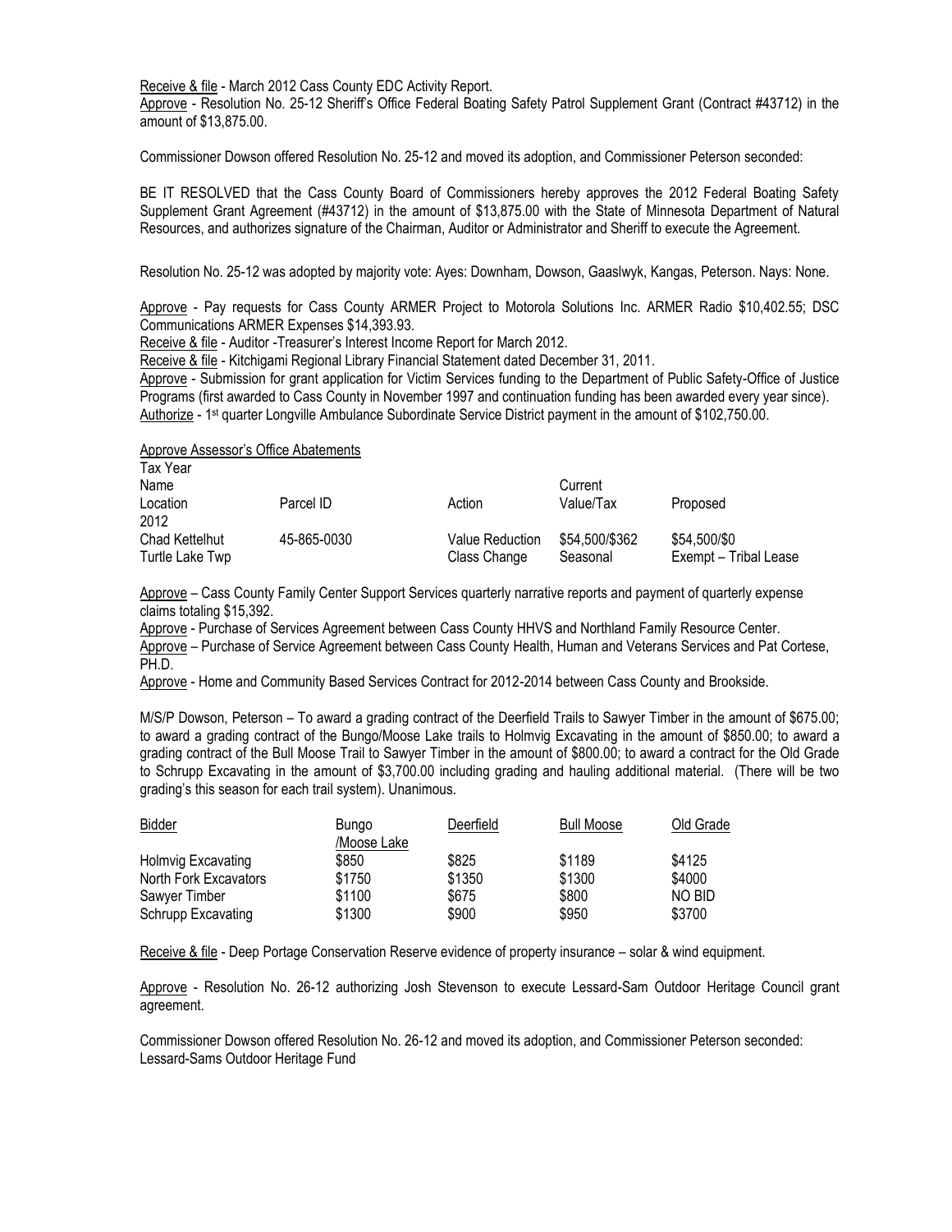Receive & file - March 2012 Cass County EDC Activity Report.

Approve - Resolution No. 25-12 Sheriff's Office Federal Boating Safety Patrol Supplement Grant (Contract #43712) in the amount of $13,875.00.

Commissioner Dowson offered Resolution No. 25-12 and moved its adoption, and Commissioner Peterson seconded:

BE IT RESOLVED that the Cass County Board of Commissioners hereby approves the 2012 Federal Boating Safety Supplement Grant Agreement (#43712) in the amount of $13,875.00 with the State of Minnesota Department of Natural Resources, and authorizes signature of the Chairman, Auditor or Administrator and Sheriff to execute the Agreement.

Resolution No. 25-12 was adopted by majority vote: Ayes: Downham, Dowson, Gaaslwyk, Kangas, Peterson. Nays: None.

Approve - Pay requests for Cass County ARMER Project to Motorola Solutions Inc. ARMER Radio $10,402.55; DSC Communications ARMER Expenses $14,393.93.

Receive & file - Auditor -Treasurer's Interest Income Report for March 2012.

Receive & file - Kitchigami Regional Library Financial Statement dated December 31, 2011.

Approve - Submission for grant application for Victim Services funding to the Department of Public Safety-Office of Justice Programs (first awarded to Cass County in November 1997 and continuation funding has been awarded every year since).

Authorize - 1st quarter Longville Ambulance Subordinate Service District payment in the amount of $102,750.00.

Approve Assessor's Office Abatements

| Tax Year Name Location | Parcel ID | Action | Current Value/Tax | Proposed |
|---|---|---|---|---|
| 2012 | | | | |
| Chad Kettelhut Turtle Lake Twp | 45-865-0030 | Value Reduction Class Change | $54,500/$362 Seasonal | $54,500/$0 Exempt – Tribal Lease |

Approve – Cass County Family Center Support Services quarterly narrative reports and payment of quarterly expense claims totaling $15,392.

Approve - Purchase of Services Agreement between Cass County HHVS and Northland Family Resource Center.

Approve – Purchase of Service Agreement between Cass County Health, Human and Veterans Services and Pat Cortese, PH.D.

Approve - Home and Community Based Services Contract for 2012-2014 between Cass County and Brookside.

M/S/P Dowson, Peterson – To award a grading contract of the Deerfield Trails to Sawyer Timber in the amount of $675.00; to award a grading contract of the Bungo/Moose Lake trails to Holmvig Excavating in the amount of $850.00; to award a grading contract of the Bull Moose Trail to Sawyer Timber in the amount of $800.00; to award a contract for the Old Grade to Schrupp Excavating in the amount of $3,700.00 including grading and hauling additional material. (There will be two grading's this season for each trail system). Unanimous.

| Bidder | Bungo /Moose Lake | Deerfield | Bull Moose | Old Grade |
|---|---|---|---|---|
| Holmvig Excavating | $850 | $825 | $1189 | $4125 |
| North Fork Excavators | $1750 | $1350 | $1300 | $4000 |
| Sawyer Timber | $1100 | $675 | $800 | NO BID |
| Schrupp Excavating | $1300 | $900 | $950 | $3700 |

Receive & file - Deep Portage Conservation Reserve evidence of property insurance – solar & wind equipment.

Approve - Resolution No. 26-12 authorizing Josh Stevenson to execute Lessard-Sam Outdoor Heritage Council grant agreement.

Commissioner Dowson offered Resolution No. 26-12 and moved its adoption, and Commissioner Peterson seconded:
Lessard-Sams Outdoor Heritage Fund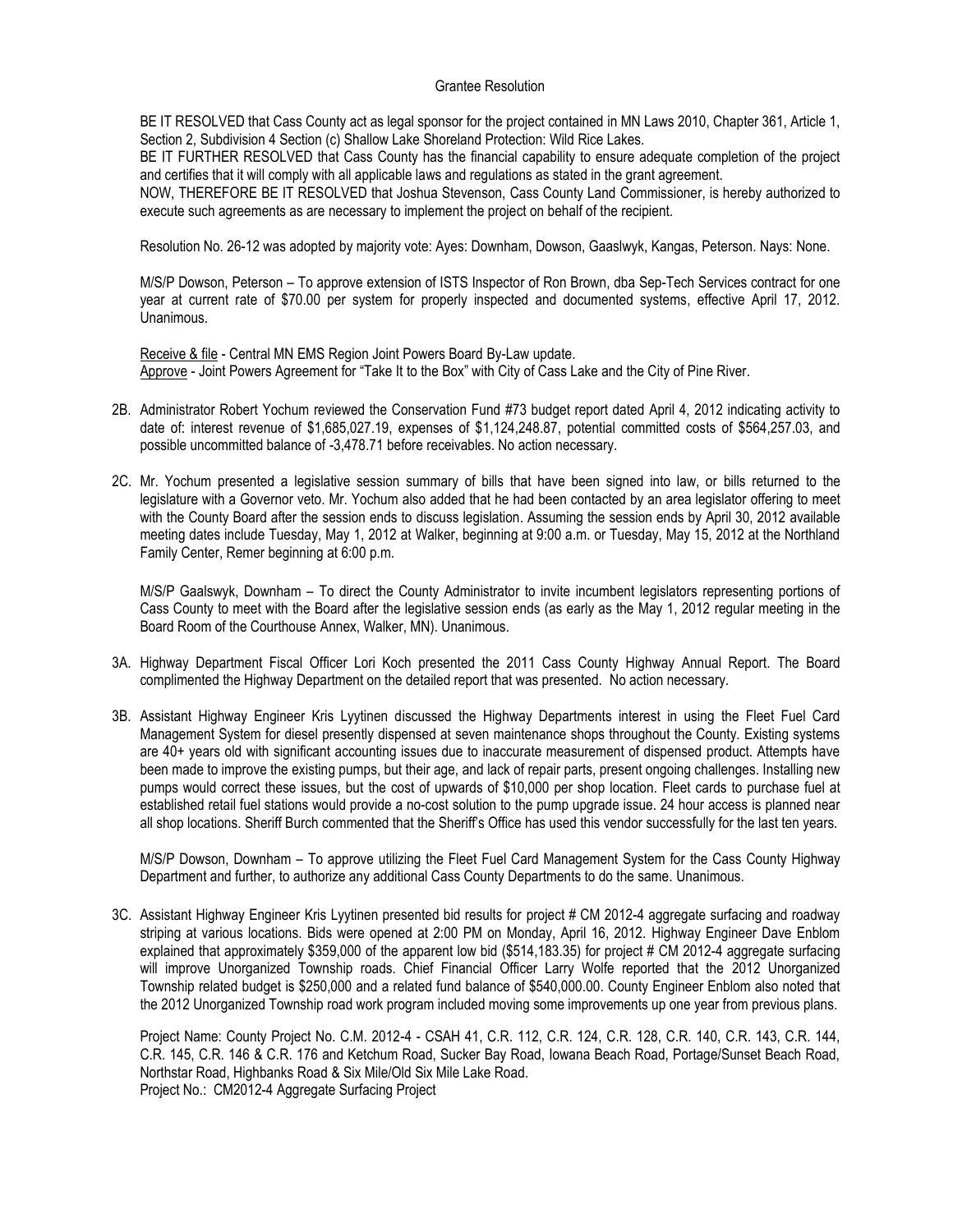Grantee Resolution

BE IT RESOLVED that Cass County act as legal sponsor for the project contained in MN Laws 2010, Chapter 361, Article 1, Section 2, Subdivision 4 Section (c) Shallow Lake Shoreland Protection: Wild Rice Lakes.
BE IT FURTHER RESOLVED that Cass County has the financial capability to ensure adequate completion of the project and certifies that it will comply with all applicable laws and regulations as stated in the grant agreement.
NOW, THEREFORE BE IT RESOLVED that Joshua Stevenson, Cass County Land Commissioner, is hereby authorized to execute such agreements as are necessary to implement the project on behalf of the recipient.

Resolution No. 26-12 was adopted by majority vote: Ayes: Downham, Dowson, Gaaslwyk, Kangas, Peterson. Nays: None.

M/S/P Dowson, Peterson – To approve extension of ISTS Inspector of Ron Brown, dba Sep-Tech Services contract for one year at current rate of $70.00 per system for properly inspected and documented systems, effective April 17, 2012. Unanimous.

Receive & file - Central MN EMS Region Joint Powers Board By-Law update.
Approve - Joint Powers Agreement for "Take It to the Box" with City of Cass Lake and the City of Pine River.

2B. Administrator Robert Yochum reviewed the Conservation Fund #73 budget report dated April 4, 2012 indicating activity to date of: interest revenue of $1,685,027.19, expenses of $1,124,248.87, potential committed costs of $564,257.03, and possible uncommitted balance of -3,478.71 before receivables. No action necessary.

2C. Mr. Yochum presented a legislative session summary of bills that have been signed into law, or bills returned to the legislature with a Governor veto. Mr. Yochum also added that he had been contacted by an area legislator offering to meet with the County Board after the session ends to discuss legislation. Assuming the session ends by April 30, 2012 available meeting dates include Tuesday, May 1, 2012 at Walker, beginning at 9:00 a.m. or Tuesday, May 15, 2012 at the Northland Family Center, Remer beginning at 6:00 p.m.

M/S/P Gaalswyk, Downham – To direct the County Administrator to invite incumbent legislators representing portions of Cass County to meet with the Board after the legislative session ends (as early as the May 1, 2012 regular meeting in the Board Room of the Courthouse Annex, Walker, MN). Unanimous.

3A. Highway Department Fiscal Officer Lori Koch presented the 2011 Cass County Highway Annual Report. The Board complimented the Highway Department on the detailed report that was presented. No action necessary.

3B. Assistant Highway Engineer Kris Lyytinen discussed the Highway Departments interest in using the Fleet Fuel Card Management System for diesel presently dispensed at seven maintenance shops throughout the County. Existing systems are 40+ years old with significant accounting issues due to inaccurate measurement of dispensed product. Attempts have been made to improve the existing pumps, but their age, and lack of repair parts, present ongoing challenges. Installing new pumps would correct these issues, but the cost of upwards of $10,000 per shop location. Fleet cards to purchase fuel at established retail fuel stations would provide a no-cost solution to the pump upgrade issue. 24 hour access is planned near all shop locations. Sheriff Burch commented that the Sheriff's Office has used this vendor successfully for the last ten years.

M/S/P Dowson, Downham – To approve utilizing the Fleet Fuel Card Management System for the Cass County Highway Department and further, to authorize any additional Cass County Departments to do the same. Unanimous.

3C. Assistant Highway Engineer Kris Lyytinen presented bid results for project # CM 2012-4 aggregate surfacing and roadway striping at various locations. Bids were opened at 2:00 PM on Monday, April 16, 2012. Highway Engineer Dave Enblom explained that approximately $359,000 of the apparent low bid ($514,183.35) for project # CM 2012-4 aggregate surfacing will improve Unorganized Township roads. Chief Financial Officer Larry Wolfe reported that the 2012 Unorganized Township related budget is $250,000 and a related fund balance of $540,000.00. County Engineer Enblom also noted that the 2012 Unorganized Township road work program included moving some improvements up one year from previous plans.

Project Name: County Project No. C.M. 2012-4 - CSAH 41, C.R. 112, C.R. 124, C.R. 128, C.R. 140, C.R. 143, C.R. 144, C.R. 145, C.R. 146 & C.R. 176 and Ketchum Road, Sucker Bay Road, Iowana Beach Road, Portage/Sunset Beach Road, Northstar Road, Highbanks Road & Six Mile/Old Six Mile Lake Road.
Project No.: CM2012-4 Aggregate Surfacing Project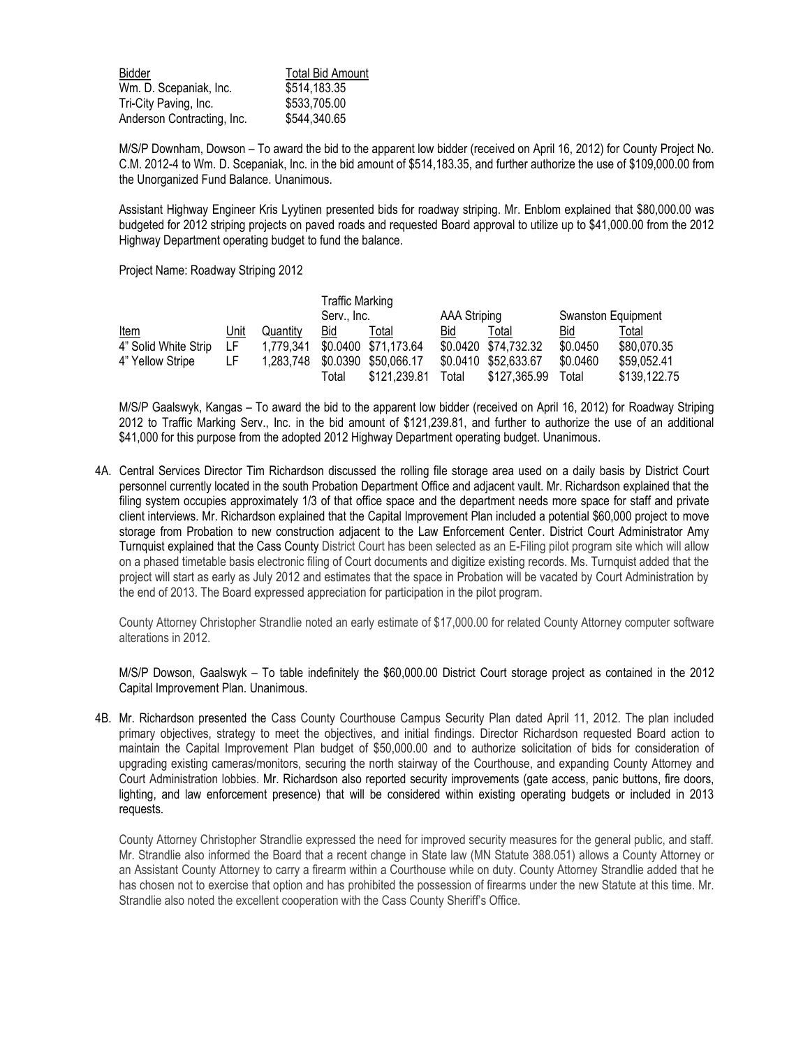| Bidder | Total Bid Amount |
|---|---|
| Wm. D. Scepaniak, Inc. | $514,183.35 |
| Tri-City Paving, Inc. | $533,705.00 |
| Anderson Contracting, Inc. | $544,340.65 |

M/S/P Downham, Dowson – To award the bid to the apparent low bidder (received on April 16, 2012) for County Project No. C.M. 2012-4 to Wm. D. Scepaniak, Inc. in the bid amount of $514,183.35, and further authorize the use of $109,000.00 from the Unorganized Fund Balance. Unanimous.

Assistant Highway Engineer Kris Lyytinen presented bids for roadway striping. Mr. Enblom explained that $80,000.00 was budgeted for 2012 striping projects on paved roads and requested Board approval to utilize up to $41,000.00 from the 2012 Highway Department operating budget to fund the balance.

Project Name: Roadway Striping 2012

| | | | Traffic Marking Serv., Inc. | | AAA Striping | | Swanston Equipment | |
|---|---|---|---|---|---|---|---|---|
| Item | Unit | Quantity | Bid | Total | Bid | Total | Bid | Total |
| 4" Solid White Strip | LF | 1,779,341 | $0.0400 | $71,173.64 | $0.0420 | $74,732.32 | $0.0450 | $80,070.35 |
| 4" Yellow Stripe | LF | 1,283,748 | $0.0390 | $50,066.17 | $0.0410 | $52,633.67 | $0.0460 | $59,052.41 |
| | | | Total | $121,239.81 | Total | $127,365.99 | Total | $139,122.75 |

M/S/P Gaalswyk, Kangas – To award the bid to the apparent low bidder (received on April 16, 2012) for Roadway Striping 2012 to Traffic Marking Serv., Inc. in the bid amount of $121,239.81, and further to authorize the use of an additional $41,000 for this purpose from the adopted 2012 Highway Department operating budget. Unanimous.

4A. Central Services Director Tim Richardson discussed the rolling file storage area used on a daily basis by District Court personnel currently located in the south Probation Department Office and adjacent vault. Mr. Richardson explained that the filing system occupies approximately 1/3 of that office space and the department needs more space for staff and private client interviews. Mr. Richardson explained that the Capital Improvement Plan included a potential $60,000 project to move storage from Probation to new construction adjacent to the Law Enforcement Center. District Court Administrator Amy Turnquist explained that the Cass County District Court has been selected as an E-Filing pilot program site which will allow on a phased timetable basis electronic filing of Court documents and digitize existing records. Ms. Turnquist added that the project will start as early as July 2012 and estimates that the space in Probation will be vacated by Court Administration by the end of 2013. The Board expressed appreciation for participation in the pilot program.

County Attorney Christopher Strandlie noted an early estimate of $17,000.00 for related County Attorney computer software alterations in 2012.

M/S/P Dowson, Gaalswyk – To table indefinitely the $60,000.00 District Court storage project as contained in the 2012 Capital Improvement Plan. Unanimous.

4B. Mr. Richardson presented the Cass County Courthouse Campus Security Plan dated April 11, 2012. The plan included primary objectives, strategy to meet the objectives, and initial findings. Director Richardson requested Board action to maintain the Capital Improvement Plan budget of $50,000.00 and to authorize solicitation of bids for consideration of upgrading existing cameras/monitors, securing the north stairway of the Courthouse, and expanding County Attorney and Court Administration lobbies. Mr. Richardson also reported security improvements (gate access, panic buttons, fire doors, lighting, and law enforcement presence) that will be considered within existing operating budgets or included in 2013 requests.

County Attorney Christopher Strandlie expressed the need for improved security measures for the general public, and staff. Mr. Strandlie also informed the Board that a recent change in State law (MN Statute 388.051) allows a County Attorney or an Assistant County Attorney to carry a firearm within a Courthouse while on duty. County Attorney Strandlie added that he has chosen not to exercise that option and has prohibited the possession of firearms under the new Statute at this time. Mr. Strandlie also noted the excellent cooperation with the Cass County Sheriff's Office.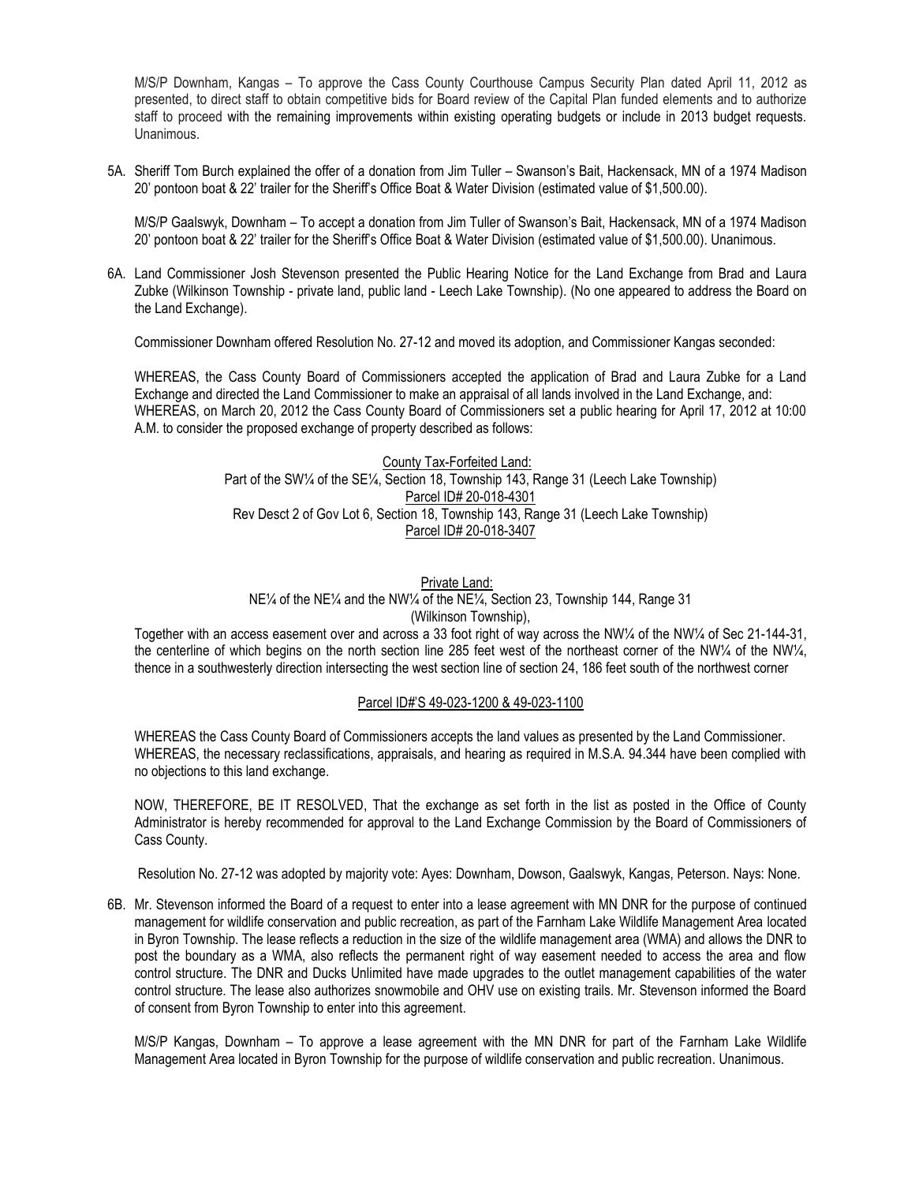M/S/P Downham, Kangas – To approve the Cass County Courthouse Campus Security Plan dated April 11, 2012 as presented, to direct staff to obtain competitive bids for Board review of the Capital Plan funded elements and to authorize staff to proceed with the remaining improvements within existing operating budgets or include in 2013 budget requests. Unanimous.

5A. Sheriff Tom Burch explained the offer of a donation from Jim Tuller – Swanson's Bait, Hackensack, MN of a 1974 Madison 20' pontoon boat & 22' trailer for the Sheriff's Office Boat & Water Division (estimated value of $1,500.00).

M/S/P Gaalswyk, Downham – To accept a donation from Jim Tuller of Swanson's Bait, Hackensack, MN of a 1974 Madison 20' pontoon boat & 22' trailer for the Sheriff's Office Boat & Water Division (estimated value of $1,500.00). Unanimous.

6A. Land Commissioner Josh Stevenson presented the Public Hearing Notice for the Land Exchange from Brad and Laura Zubke (Wilkinson Township - private land, public land - Leech Lake Township). (No one appeared to address the Board on the Land Exchange).

Commissioner Downham offered Resolution No. 27-12 and moved its adoption, and Commissioner Kangas seconded:

WHEREAS, the Cass County Board of Commissioners accepted the application of Brad and Laura Zubke for a Land Exchange and directed the Land Commissioner to make an appraisal of all lands involved in the Land Exchange, and:
WHEREAS, on March 20, 2012 the Cass County Board of Commissioners set a public hearing for April 17, 2012 at 10:00 A.M. to consider the proposed exchange of property described as follows:

County Tax-Forfeited Land:
Part of the SW¼ of the SE¼, Section 18, Township 143, Range 31 (Leech Lake Township)
Parcel ID# 20-018-4301
Rev Desct 2 of Gov Lot 6, Section 18, Township 143, Range 31 (Leech Lake Township)
Parcel ID# 20-018-3407

Private Land:
NE¼ of the NE¼ and the NW¼ of the NE¼, Section 23, Township 144, Range 31
(Wilkinson Township),
Together with an access easement over and across a 33 foot right of way across the NW¼ of the NW¼ of Sec 21-144-31, the centerline of which begins on the north section line 285 feet west of the northeast corner of the NW¼ of the NW¼, thence in a southwesterly direction intersecting the west section line of section 24, 186 feet south of the northwest corner

Parcel ID#'S 49-023-1200 & 49-023-1100

WHEREAS the Cass County Board of Commissioners accepts the land values as presented by the Land Commissioner.
WHEREAS, the necessary reclassifications, appraisals, and hearing as required in M.S.A. 94.344 have been complied with no objections to this land exchange.

NOW, THEREFORE, BE IT RESOLVED, That the exchange as set forth in the list as posted in the Office of County Administrator is hereby recommended for approval to the Land Exchange Commission by the Board of Commissioners of Cass County.

Resolution No. 27-12 was adopted by majority vote: Ayes: Downham, Dowson, Gaalswyk, Kangas, Peterson. Nays: None.

6B. Mr. Stevenson informed the Board of a request to enter into a lease agreement with MN DNR for the purpose of continued management for wildlife conservation and public recreation, as part of the Farnham Lake Wildlife Management Area located in Byron Township. The lease reflects a reduction in the size of the wildlife management area (WMA) and allows the DNR to post the boundary as a WMA, also reflects the permanent right of way easement needed to access the area and flow control structure. The DNR and Ducks Unlimited have made upgrades to the outlet management capabilities of the water control structure. The lease also authorizes snowmobile and OHV use on existing trails. Mr. Stevenson informed the Board of consent from Byron Township to enter into this agreement.

M/S/P Kangas, Downham – To approve a lease agreement with the MN DNR for part of the Farnham Lake Wildlife Management Area located in Byron Township for the purpose of wildlife conservation and public recreation. Unanimous.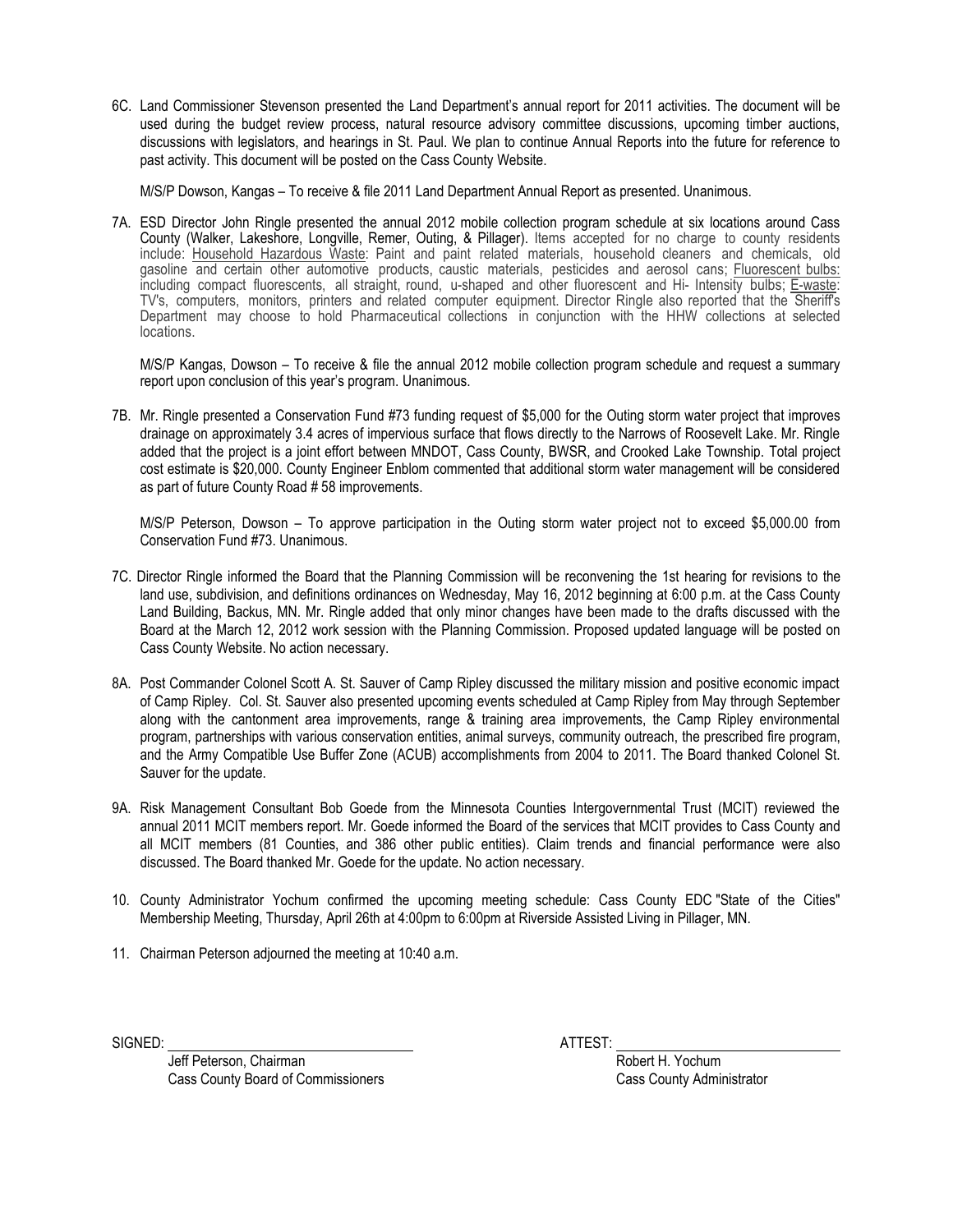6C. Land Commissioner Stevenson presented the Land Department's annual report for 2011 activities. The document will be used during the budget review process, natural resource advisory committee discussions, upcoming timber auctions, discussions with legislators, and hearings in St. Paul. We plan to continue Annual Reports into the future for reference to past activity. This document will be posted on the Cass County Website.

M/S/P Dowson, Kangas – To receive & file 2011 Land Department Annual Report as presented. Unanimous.

7A. ESD Director John Ringle presented the annual 2012 mobile collection program schedule at six locations around Cass County (Walker, Lakeshore, Longville, Remer, Outing, & Pillager). Items accepted for no charge to county residents include: Household Hazardous Waste: Paint and paint related materials, household cleaners and chemicals, old gasoline and certain other automotive products, caustic materials, pesticides and aerosol cans; Fluorescent bulbs: including compact fluorescents, all straight, round, u-shaped and other fluorescent and Hi- Intensity bulbs; E-waste: TV's, computers, monitors, printers and related computer equipment. Director Ringle also reported that the Sheriff's Department may choose to hold Pharmaceutical collections in conjunction with the HHW collections at selected locations.

M/S/P Kangas, Dowson – To receive & file the annual 2012 mobile collection program schedule and request a summary report upon conclusion of this year's program. Unanimous.

7B. Mr. Ringle presented a Conservation Fund #73 funding request of $5,000 for the Outing storm water project that improves drainage on approximately 3.4 acres of impervious surface that flows directly to the Narrows of Roosevelt Lake. Mr. Ringle added that the project is a joint effort between MNDOT, Cass County, BWSR, and Crooked Lake Township. Total project cost estimate is $20,000. County Engineer Enblom commented that additional storm water management will be considered as part of future County Road # 58 improvements.

M/S/P Peterson, Dowson – To approve participation in the Outing storm water project not to exceed $5,000.00 from Conservation Fund #73. Unanimous.

7C. Director Ringle informed the Board that the Planning Commission will be reconvening the 1st hearing for revisions to the land use, subdivision, and definitions ordinances on Wednesday, May 16, 2012 beginning at 6:00 p.m. at the Cass County Land Building, Backus, MN. Mr. Ringle added that only minor changes have been made to the drafts discussed with the Board at the March 12, 2012 work session with the Planning Commission. Proposed updated language will be posted on Cass County Website. No action necessary.

8A. Post Commander Colonel Scott A. St. Sauver of Camp Ripley discussed the military mission and positive economic impact of Camp Ripley. Col. St. Sauver also presented upcoming events scheduled at Camp Ripley from May through September along with the cantonment area improvements, range & training area improvements, the Camp Ripley environmental program, partnerships with various conservation entities, animal surveys, community outreach, the prescribed fire program, and the Army Compatible Use Buffer Zone (ACUB) accomplishments from 2004 to 2011. The Board thanked Colonel St. Sauver for the update.

9A. Risk Management Consultant Bob Goede from the Minnesota Counties Intergovernmental Trust (MCIT) reviewed the annual 2011 MCIT members report. Mr. Goede informed the Board of the services that MCIT provides to Cass County and all MCIT members (81 Counties, and 386 other public entities). Claim trends and financial performance were also discussed. The Board thanked Mr. Goede for the update. No action necessary.

10. County Administrator Yochum confirmed the upcoming meeting schedule: Cass County EDC "State of the Cities" Membership Meeting, Thursday, April 26th at 4:00pm to 6:00pm at Riverside Assisted Living in Pillager, MN.

11. Chairman Peterson adjourned the meeting at 10:40 a.m.

SIGNED: ______________________________

Jeff Peterson, Chairman
Cass County Board of Commissioners

ATTEST: ______________________________

Robert H. Yochum
Cass County Administrator